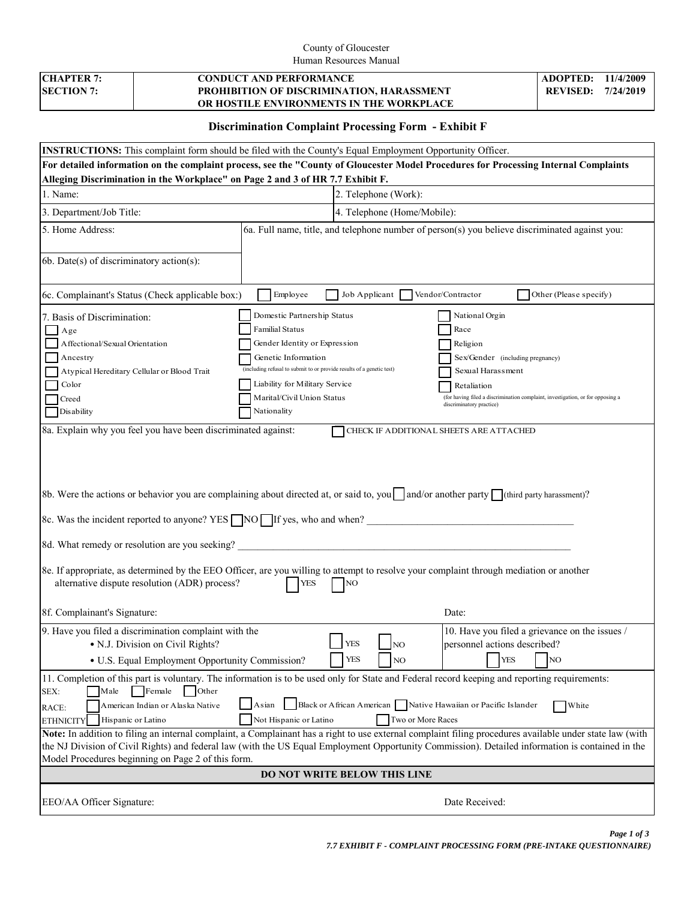County of Gloucester
Human Resources Manual

| CHAPTER 7: SECTION 7: | CONDUCT AND PERFORMANCE PROHIBITION OF DISCRIMINATION, HARASSMENT OR HOSTILE ENVIRONMENTS IN THE WORKPLACE | ADOPTED: 11/4/2009 REVISED: 7/24/2019 |
|---|---|---|

## Discrimination Complaint Processing Form - Exhibit F

**INSTRUCTIONS:** This complaint form should be filed with the County's Equal Employment Opportunity Officer.

**For detailed information on the complaint process, see the "County of Gloucester Model Procedures for Processing Internal Complaints Alleging Discrimination in the Workplace" on Page 2 and 3 of HR 7.7 Exhibit F.**

| | |
|---|---|
| 1. Name: | 2. Telephone (Work): |
| 3. Department/Job Title: | 4. Telephone (Home/Mobile): |
| 5. Home Address: | 6a. Full name, title, and telephone number of person(s) you believe discriminated against you: |
| 6b. Date(s) of discriminatory action(s): | |

6c. Complainant's Status (Check applicable box:) ☐ Employee ☐ Job Applicant ☐ Vendor/Contractor ☐ Other (Please specify)

7. Basis of Discrimination:

- ☐ Age
- ☐ Affectional/Sexual Orientation
- ☐ Ancestry
- ☐ Atypical Hereditary Cellular or Blood Trait
- ☐ Color
- ☐ Creed
- ☐ Disability
- ☐ Domestic Partnership Status
- ☐ Familial Status
- ☐ Gender Identity or Expression
- ☐ Genetic Information (including refusal to submit to or provide results of a genetic test)
- ☐ Liability for Military Service
- ☐ Marital/Civil Union Status
- ☐ Nationality
- ☐ National Orgin
- ☐ Race
- ☐ Religion
- ☐ Sex/Gender (including pregnancy)
- ☐ Sexual Harassment
- ☐ Retaliation (for having filed a discrimination complaint, investigation, or for opposing a discriminatory practice)

8a. Explain why you feel you have been discriminated against: ☐ CHECK IF ADDITIONAL SHEETS ARE ATTACHED

8b. Were the actions or behavior you are complaining about directed at, or said to, you ☐ and/or another party ☐ (third party harassment)?

8c. Was the incident reported to anyone? YES ☐ NO ☐ If yes, who and when? ________________________________________

8d. What remedy or resolution are you seeking? ________________________________________________________________

8e. If appropriate, as determined by the EEO Officer, are you willing to attempt to resolve your complaint through mediation or another alternative dispute resolution (ADR) process? ☐ YES ☐ NO

8f. Complainant's Signature: Date:

9. Have you filed a discrimination complaint with the
   - N.J. Division on Civil Rights? ☐ YES ☐ NO
   - U.S. Equal Employment Opportunity Commission? ☐ YES ☐ NO

10. Have you filed a grievance on the issues / personnel actions described? ☐ YES ☐ NO

11. Completion of this part is voluntary. The information is to be used only for State and Federal record keeping and reporting requirements:

SEX: ☐ Male ☐ Female ☐ Other

RACE: ☐ American Indian or Alaska Native ☐ Asian ☐ Black or African American ☐ Native Hawaiian or Pacific Islander ☐ White

ETHNICITY ☐ Hispanic or Latino ☐ Not Hispanic or Latino ☐ Two or More Races

**Note:** In addition to filing an internal complaint, a Complainant has a right to use external complaint filing procedures available under state law (with the NJ Division of Civil Rights) and federal law (with the US Equal Employment Opportunity Commission). Detailed information is contained in the Model Procedures beginning on Page 2 of this form.

**DO NOT WRITE BELOW THIS LINE**

EEO/AA Officer Signature: Date Received:

*7.7 EXHIBIT F - COMPLAINT PROCESSING FORM (PRE-INTAKE QUESTIONNAIRE)*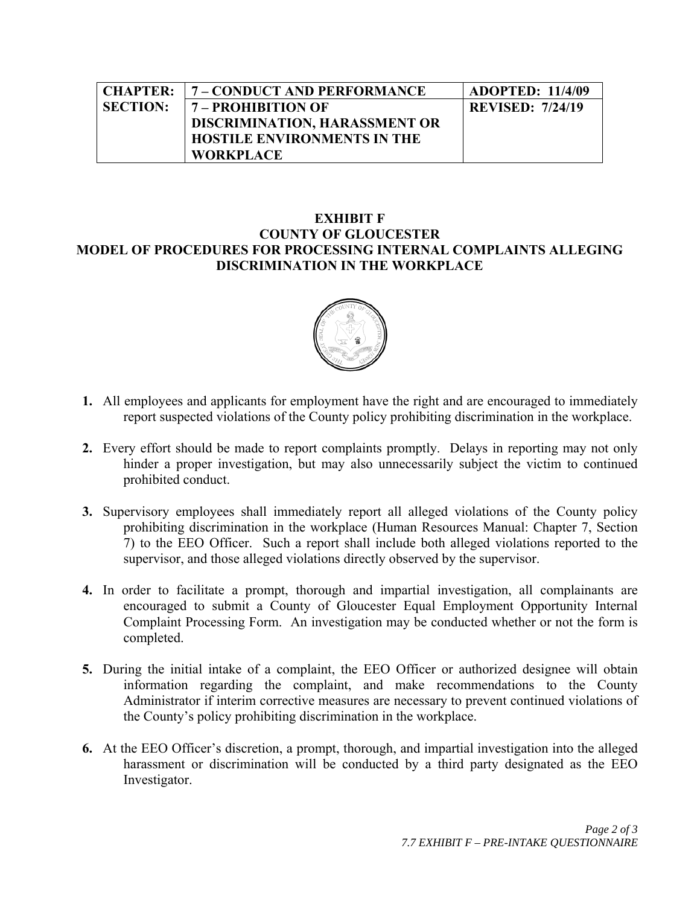| CHAPTER: | 7 – CONDUCT AND PERFORMANCE | ADOPTED: 11/4/09 |
|---|---|---|
| SECTION: | 7 – PROHIBITION OF DISCRIMINATION, HARASSMENT OR HOSTILE ENVIRONMENTS IN THE WORKPLACE | REVISED: 7/24/19 |

# EXHIBIT F
# COUNTY OF GLOUCESTER
# MODEL OF PROCEDURES FOR PROCESSING INTERNAL COMPLAINTS ALLEGING DISCRIMINATION IN THE WORKPLACE

**1.** All employees and applicants for employment have the right and are encouraged to immediately report suspected violations of the County policy prohibiting discrimination in the workplace.

**2.** Every effort should be made to report complaints promptly. Delays in reporting may not only hinder a proper investigation, but may also unnecessarily subject the victim to continued prohibited conduct.

**3.** Supervisory employees shall immediately report all alleged violations of the County policy prohibiting discrimination in the workplace (Human Resources Manual: Chapter 7, Section 7) to the EEO Officer. Such a report shall include both alleged violations reported to the supervisor, and those alleged violations directly observed by the supervisor.

**4.** In order to facilitate a prompt, thorough and impartial investigation, all complainants are encouraged to submit a County of Gloucester Equal Employment Opportunity Internal Complaint Processing Form. An investigation may be conducted whether or not the form is completed.

**5.** During the initial intake of a complaint, the EEO Officer or authorized designee will obtain information regarding the complaint, and make recommendations to the County Administrator if interim corrective measures are necessary to prevent continued violations of the County's policy prohibiting discrimination in the workplace.

**6.** At the EEO Officer's discretion, a prompt, thorough, and impartial investigation into the alleged harassment or discrimination will be conducted by a third party designated as the EEO Investigator.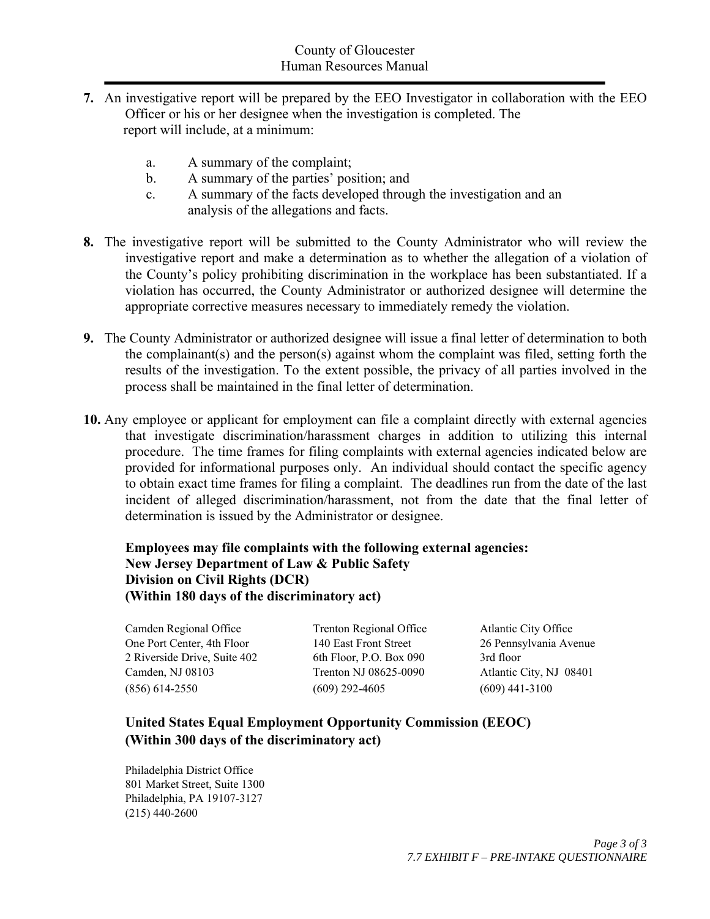7. An investigative report will be prepared by the EEO Investigator in collaboration with the EEO Officer or his or her designee when the investigation is completed. The report will include, at a minimum:

   a. A summary of the complaint;
   b. A summary of the parties' position; and
   c. A summary of the facts developed through the investigation and an analysis of the allegations and facts.

8. The investigative report will be submitted to the County Administrator who will review the investigative report and make a determination as to whether the allegation of a violation of the County's policy prohibiting discrimination in the workplace has been substantiated. If a violation has occurred, the County Administrator or authorized designee will determine the appropriate corrective measures necessary to immediately remedy the violation.

9. The County Administrator or authorized designee will issue a final letter of determination to both the complainant(s) and the person(s) against whom the complaint was filed, setting forth the results of the investigation. To the extent possible, the privacy of all parties involved in the process shall be maintained in the final letter of determination.

10. Any employee or applicant for employment can file a complaint directly with external agencies that investigate discrimination/harassment charges in addition to utilizing this internal procedure. The time frames for filing complaints with external agencies indicated below are provided for informational purposes only. An individual should contact the specific agency to obtain exact time frames for filing a complaint. The deadlines run from the date of the last incident of alleged discrimination/harassment, not from the date that the final letter of determination is issued by the Administrator or designee.

**Employees may file complaints with the following external agencies:**
**New Jersey Department of Law & Public Safety**
**Division on Civil Rights (DCR)**
**(Within 180 days of the discriminatory act)**

Camden Regional Office
One Port Center, 4th Floor
2 Riverside Drive, Suite 402
Camden, NJ 08103
(856) 614-2550

Trenton Regional Office
140 East Front Street
6th Floor, P.O. Box 090
Trenton NJ 08625-0090
(609) 292-4605

Atlantic City Office
26 Pennsylvania Avenue
3rd floor
Atlantic City, NJ 08401
(609) 441-3100

**United States Equal Employment Opportunity Commission (EEOC)**
**(Within 300 days of the discriminatory act)**

Philadelphia District Office
801 Market Street, Suite 1300
Philadelphia, PA 19107-3127
(215) 440-2600

*7.7 EXHIBIT F – PRE-INTAKE QUESTIONNAIRE*